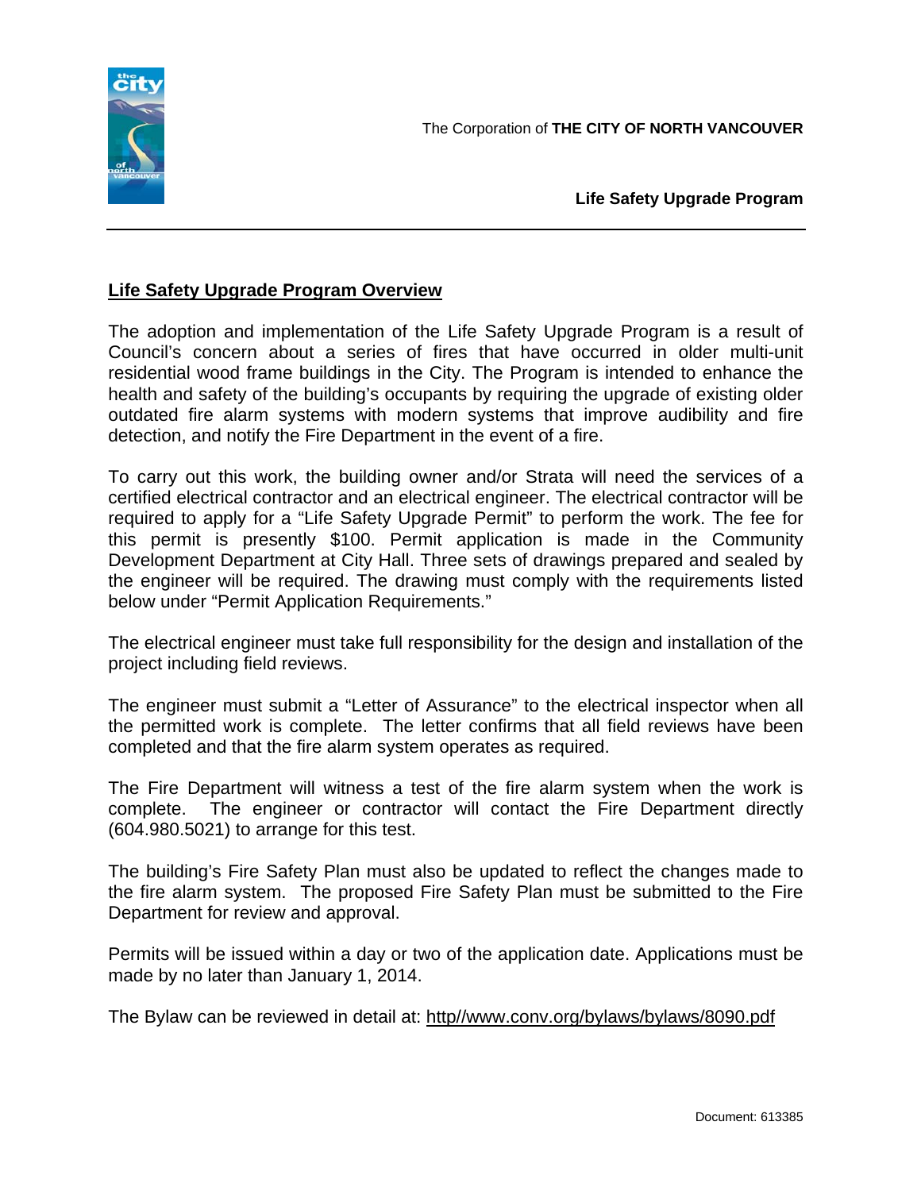The Corporation of **THE CITY OF NORTH VANCOUVER**

**Life Safety Upgrade Program**

---

## Life Safety Upgrade Program Overview

The adoption and implementation of the Life Safety Upgrade Program is a result of Council's concern about a series of fires that have occurred in older multi-unit residential wood frame buildings in the City. The Program is intended to enhance the health and safety of the building's occupants by requiring the upgrade of existing older outdated fire alarm systems with modern systems that improve audibility and fire detection, and notify the Fire Department in the event of a fire.

To carry out this work, the building owner and/or Strata will need the services of a certified electrical contractor and an electrical engineer. The electrical contractor will be required to apply for a "Life Safety Upgrade Permit" to perform the work. The fee for this permit is presently $100. Permit application is made in the Community Development Department at City Hall. Three sets of drawings prepared and sealed by the engineer will be required. The drawing must comply with the requirements listed below under "Permit Application Requirements."

The electrical engineer must take full responsibility for the design and installation of the project including field reviews.

The engineer must submit a "Letter of Assurance" to the electrical inspector when all the permitted work is complete. The letter confirms that all field reviews have been completed and that the fire alarm system operates as required.

The Fire Department will witness a test of the fire alarm system when the work is complete. The engineer or contractor will contact the Fire Department directly (604.980.5021) to arrange for this test.

The building's Fire Safety Plan must also be updated to reflect the changes made to the fire alarm system. The proposed Fire Safety Plan must be submitted to the Fire Department for review and approval.

Permits will be issued within a day or two of the application date. Applications must be made by no later than January 1, 2014.

The Bylaw can be reviewed in detail at: http//www.conv.org/bylaws/bylaws/8090.pdf

Document: 613385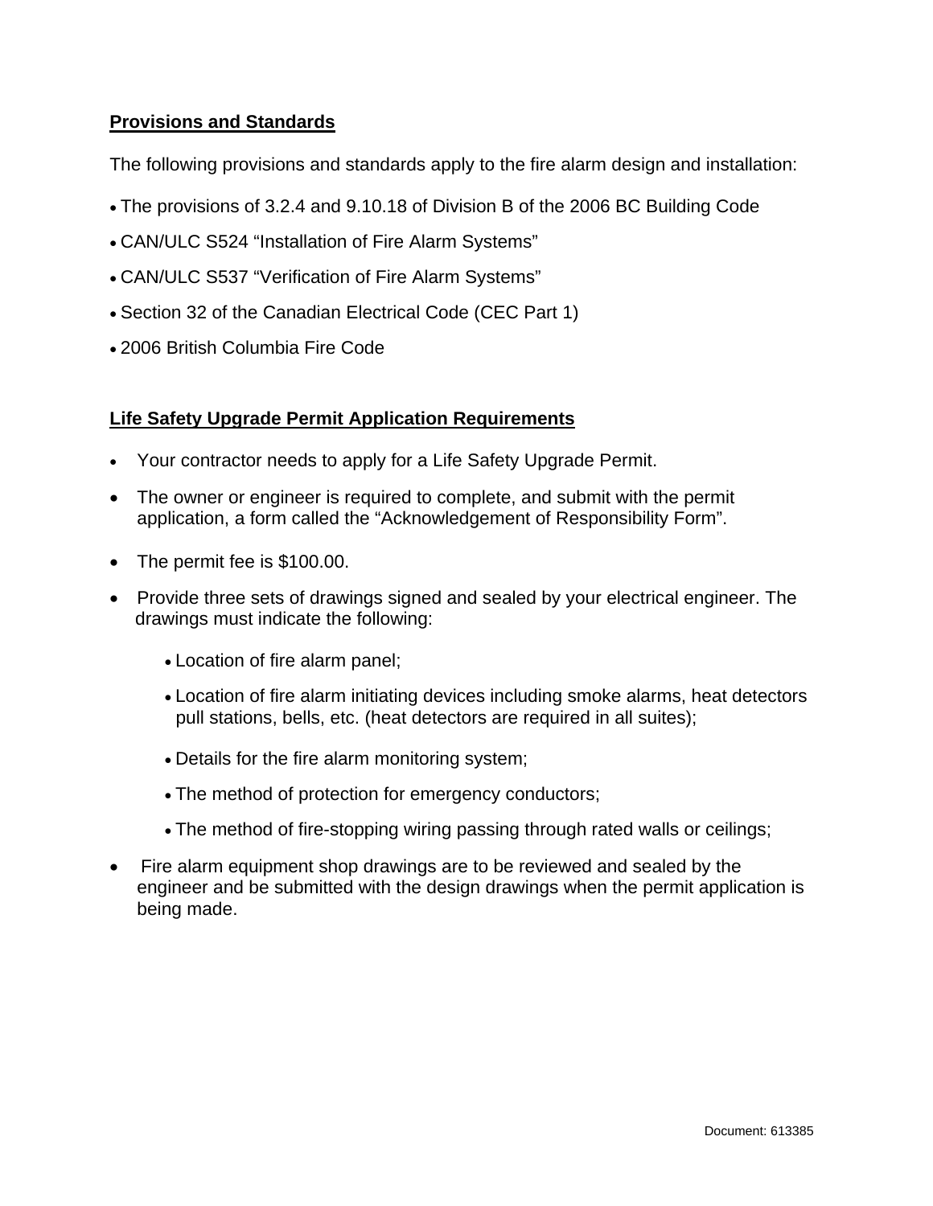## Provisions and Standards

The following provisions and standards apply to the fire alarm design and installation:

- The provisions of 3.2.4 and 9.10.18 of Division B of the 2006 BC Building Code
- CAN/ULC S524 "Installation of Fire Alarm Systems"
- CAN/ULC S537 "Verification of Fire Alarm Systems"
- Section 32 of the Canadian Electrical Code (CEC Part 1)
- 2006 British Columbia Fire Code

## Life Safety Upgrade Permit Application Requirements

- Your contractor needs to apply for a Life Safety Upgrade Permit.
- The owner or engineer is required to complete, and submit with the permit application, a form called the "Acknowledgement of Responsibility Form".
- The permit fee is $100.00.
- Provide three sets of drawings signed and sealed by your electrical engineer. The drawings must indicate the following:
  - Location of fire alarm panel;
  - Location of fire alarm initiating devices including smoke alarms, heat detectors pull stations, bells, etc. (heat detectors are required in all suites);
  - Details for the fire alarm monitoring system;
  - The method of protection for emergency conductors;
  - The method of fire-stopping wiring passing through rated walls or ceilings;
- Fire alarm equipment shop drawings are to be reviewed and sealed by the engineer and be submitted with the design drawings when the permit application is being made.

Document: 613385